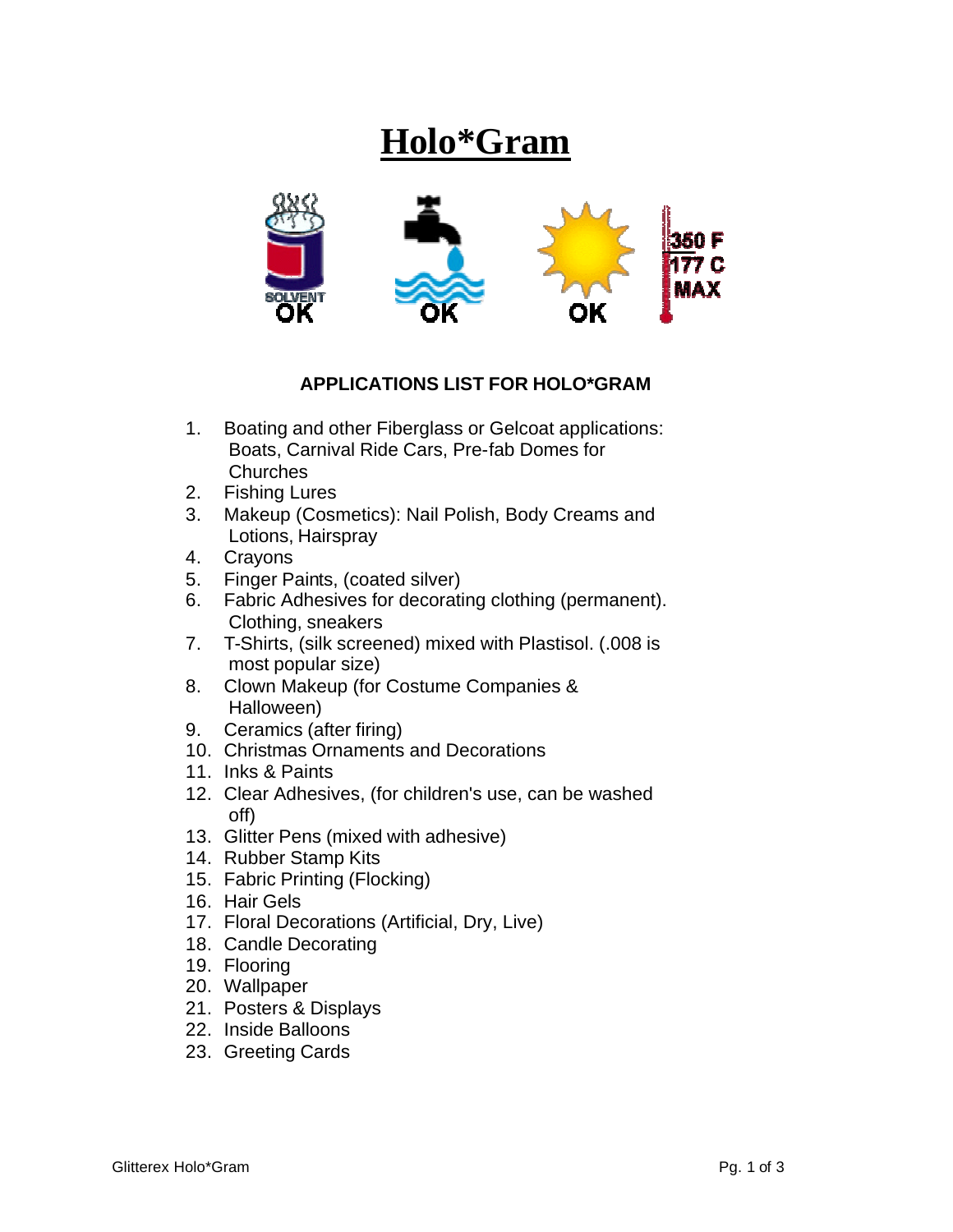# Holo*Gram

SOLVENT OK

OK

OK

350 F
177 C
MAX

### APPLICATIONS LIST FOR HOLO*GRAM

1. Boating and other Fiberglass or Gelcoat applications: Boats, Carnival Ride Cars, Pre-fab Domes for Churches
2. Fishing Lures
3. Makeup (Cosmetics): Nail Polish, Body Creams and Lotions, Hairspray
4. Crayons
5. Finger Paints, (coated silver)
6. Fabric Adhesives for decorating clothing (permanent). Clothing, sneakers
7. T-Shirts, (silk screened) mixed with Plastisol. (.008 is most popular size)
8. Clown Makeup (for Costume Companies & Halloween)
9. Ceramics (after firing)
10. Christmas Ornaments and Decorations
11. Inks & Paints
12. Clear Adhesives, (for children's use, can be washed off)
13. Glitter Pens (mixed with adhesive)
14. Rubber Stamp Kits
15. Fabric Printing (Flocking)
16. Hair Gels
17. Floral Decorations (Artificial, Dry, Live)
18. Candle Decorating
19. Flooring
20. Wallpaper
21. Posters & Displays
22. Inside Balloons
23. Greeting Cards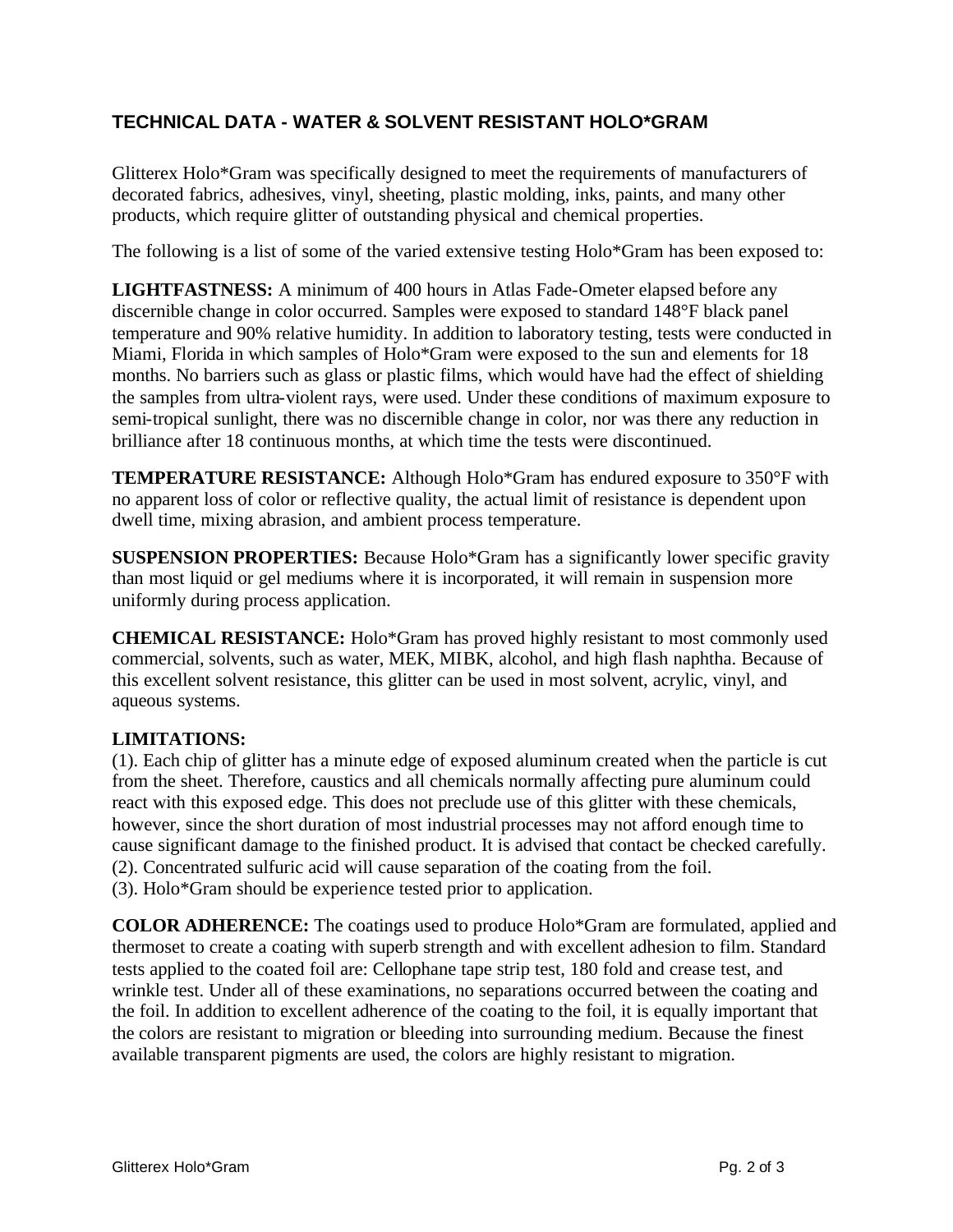## TECHNICAL DATA - WATER & SOLVENT RESISTANT HOLO*GRAM

Glitterex Holo*Gram was specifically designed to meet the requirements of manufacturers of decorated fabrics, adhesives, vinyl, sheeting, plastic molding, inks, paints, and many other products, which require glitter of outstanding physical and chemical properties.

The following is a list of some of the varied extensive testing Holo*Gram has been exposed to:

**LIGHTFASTNESS:** A minimum of 400 hours in Atlas Fade-Ometer elapsed before any discernible change in color occurred. Samples were exposed to standard 148°F black panel temperature and 90% relative humidity. In addition to laboratory testing, tests were conducted in Miami, Florida in which samples of Holo*Gram were exposed to the sun and elements for 18 months. No barriers such as glass or plastic films, which would have had the effect of shielding the samples from ultra-violent rays, were used. Under these conditions of maximum exposure to semi-tropical sunlight, there was no discernible change in color, nor was there any reduction in brilliance after 18 continuous months, at which time the tests were discontinued.

**TEMPERATURE RESISTANCE:** Although Holo*Gram has endured exposure to 350°F with no apparent loss of color or reflective quality, the actual limit of resistance is dependent upon dwell time, mixing abrasion, and ambient process temperature.

**SUSPENSION PROPERTIES:** Because Holo*Gram has a significantly lower specific gravity than most liquid or gel mediums where it is incorporated, it will remain in suspension more uniformly during process application.

**CHEMICAL RESISTANCE:** Holo*Gram has proved highly resistant to most commonly used commercial, solvents, such as water, MEK, MIBK, alcohol, and high flash naphtha. Because of this excellent solvent resistance, this glitter can be used in most solvent, acrylic, vinyl, and aqueous systems.

**LIMITATIONS:**
(1). Each chip of glitter has a minute edge of exposed aluminum created when the particle is cut from the sheet. Therefore, caustics and all chemicals normally affecting pure aluminum could react with this exposed edge. This does not preclude use of this glitter with these chemicals, however, since the short duration of most industrial processes may not afford enough time to cause significant damage to the finished product. It is advised that contact be checked carefully.
(2). Concentrated sulfuric acid will cause separation of the coating from the foil.
(3). Holo*Gram should be experience tested prior to application.

**COLOR ADHERENCE:** The coatings used to produce Holo*Gram are formulated, applied and thermoset to create a coating with superb strength and with excellent adhesion to film. Standard tests applied to the coated foil are: Cellophane tape strip test, 180 fold and crease test, and wrinkle test. Under all of these examinations, no separations occurred between the coating and the foil. In addition to excellent adherence of the coating to the foil, it is equally important that the colors are resistant to migration or bleeding into surrounding medium. Because the finest available transparent pigments are used, the colors are highly resistant to migration.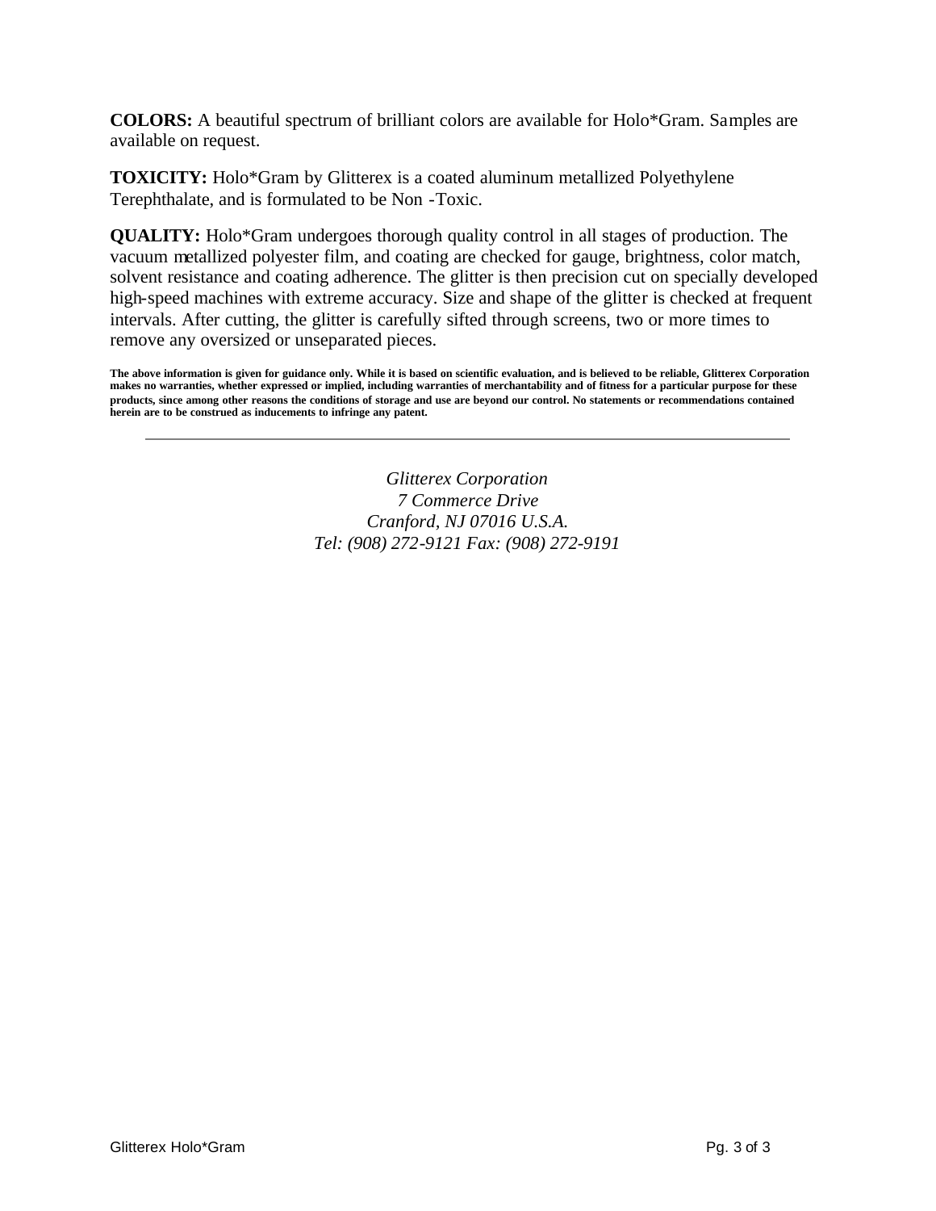**COLORS:** A beautiful spectrum of brilliant colors are available for Holo*Gram. Samples are available on request.

**TOXICITY:** Holo*Gram by Glitterex is a coated aluminum metallized Polyethylene Terephthalate, and is formulated to be Non -Toxic.

**QUALITY:** Holo*Gram undergoes thorough quality control in all stages of production. The vacuum metallized polyester film, and coating are checked for gauge, brightness, color match, solvent resistance and coating adherence. The glitter is then precision cut on specially developed high-speed machines with extreme accuracy. Size and shape of the glitter is checked at frequent intervals. After cutting, the glitter is carefully sifted through screens, two or more times to remove any oversized or unseparated pieces.

**The above information is given for guidance only. While it is based on scientific evaluation, and is believed to be reliable, Glitterex Corporation makes no warranties, whether expressed or implied, including warranties of merchantability and of fitness for a particular purpose for these products, since among other reasons the conditions of storage and use are beyond our control. No statements or recommendations contained herein are to be construed as inducements to infringe any patent.**

---

*Glitterex Corporation*
*7 Commerce Drive*
*Cranford, NJ 07016 U.S.A.*
*Tel: (908) 272-9121 Fax: (908) 272-9191*